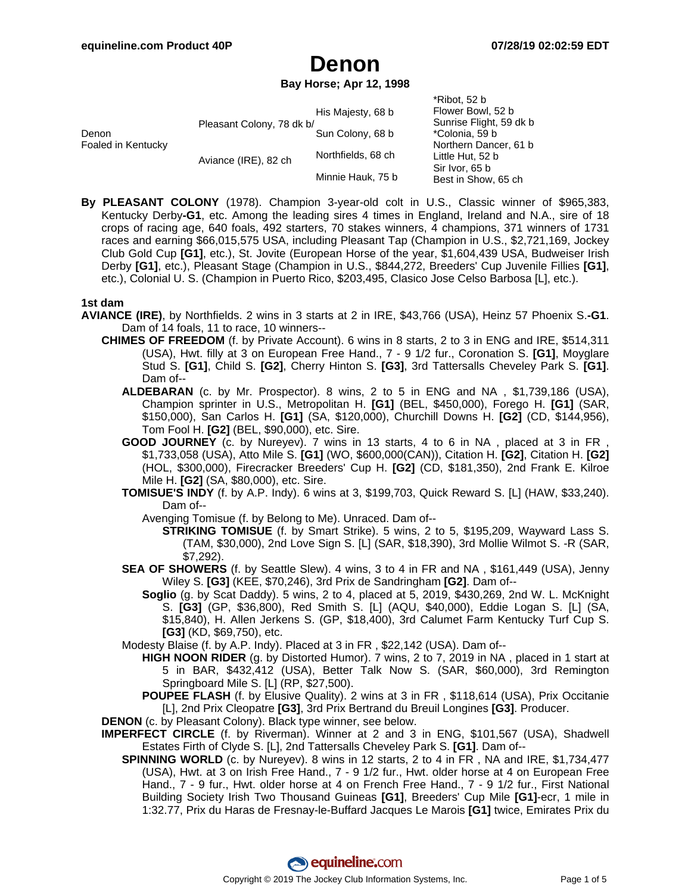# Denon

**Bay Horse; Apr 12, 1998**

| | | | |
|---|---|---|---|
| Denon Foaled in Kentucky | Pleasant Colony, 78 dk b/ | His Majesty, 68 b | *Ribot, 52 b |
| | | | Flower Bowl, 52 b |
| | | Sun Colony, 68 b | Sunrise Flight, 59 dk b |
| | | | *Colonia, 59 b |
| | Aviance (IRE), 82 ch | Northfields, 68 ch | Northern Dancer, 61 b |
| | | | Little Hut, 52 b |
| | | Minnie Hauk, 75 b | Sir Ivor, 65 b |
| | | | Best in Show, 65 ch |

**By PLEASANT COLONY** (1978). Champion 3-year-old colt in U.S., Classic winner of $965,383, Kentucky Derby**-G1**, etc. Among the leading sires 4 times in England, Ireland and N.A., sire of 18 crops of racing age, 640 foals, 492 starters, 70 stakes winners, 4 champions, 371 winners of 1731 races and earning $66,015,575 USA, including Pleasant Tap (Champion in U.S., $2,721,169, Jockey Club Gold Cup **[G1]**, etc.), St. Jovite (European Horse of the year, $1,604,439 USA, Budweiser Irish Derby **[G1]**, etc.), Pleasant Stage (Champion in U.S., $844,272, Breeders' Cup Juvenile Fillies **[G1]**, etc.), Colonial U. S. (Champion in Puerto Rico, $203,495, Clasico Jose Celso Barbosa [L], etc.).

**1st dam**

**AVIANCE (IRE)**, by Northfields. 2 wins in 3 starts at 2 in IRE, $43,766 (USA), Heinz 57 Phoenix S.**-G1**. Dam of 14 foals, 11 to race, 10 winners--

- **CHIMES OF FREEDOM** (f. by Private Account). 6 wins in 8 starts, 2 to 3 in ENG and IRE, $514,311 (USA), Hwt. filly at 3 on European Free Hand., 7 - 9 1/2 fur., Coronation S. **[G1]**, Moyglare Stud S. **[G1]**, Child S. **[G2]**, Cherry Hinton S. **[G3]**, 3rd Tattersalls Cheveley Park S. **[G1]**. Dam of--
  - **ALDEBARAN** (c. by Mr. Prospector). 8 wins, 2 to 5 in ENG and NA , $1,739,186 (USA), Champion sprinter in U.S., Metropolitan H. **[G1]** (BEL, $450,000), Forego H. **[G1]** (SAR, $150,000), San Carlos H. **[G1]** (SA, $120,000), Churchill Downs H. **[G2]** (CD, $144,956), Tom Fool H. **[G2]** (BEL, $90,000), etc. Sire.
  - **GOOD JOURNEY** (c. by Nureyev). 7 wins in 13 starts, 4 to 6 in NA , placed at 3 in FR , $1,733,058 (USA), Atto Mile S. **[G1]** (WO, $600,000(CAN)), Citation H. **[G2]**, Citation H. **[G2]** (HOL, $300,000), Firecracker Breeders' Cup H. **[G2]** (CD, $181,350), 2nd Frank E. Kilroe Mile H. **[G2]** (SA, $80,000), etc. Sire.
  - **TOMISUE'S INDY** (f. by A.P. Indy). 6 wins at 3, $199,703, Quick Reward S. [L] (HAW, $33,240). Dam of--
    - Avenging Tomisue (f. by Belong to Me). Unraced. Dam of--
      - **STRIKING TOMISUE** (f. by Smart Strike). 5 wins, 2 to 5, $195,209, Wayward Lass S. (TAM, $30,000), 2nd Love Sign S. [L] (SAR, $18,390), 3rd Mollie Wilmot S. -R (SAR, $7,292).
  - **SEA OF SHOWERS** (f. by Seattle Slew). 4 wins, 3 to 4 in FR and NA , $161,449 (USA), Jenny Wiley S. **[G3]** (KEE, $70,246), 3rd Prix de Sandringham **[G2]**. Dam of--
    - **Soglio** (g. by Scat Daddy). 5 wins, 2 to 4, placed at 5, 2019, $430,269, 2nd W. L. McKnight S. **[G3]** (GP, $36,800), Red Smith S. [L] (AQU, $40,000), Eddie Logan S. [L] (SA, $15,840), H. Allen Jerkens S. (GP, $18,400), 3rd Calumet Farm Kentucky Turf Cup S. **[G3]** (KD, $69,750), etc.
  - Modesty Blaise (f. by A.P. Indy). Placed at 3 in FR , $22,142 (USA). Dam of--
    - **HIGH NOON RIDER** (g. by Distorted Humor). 7 wins, 2 to 7, 2019 in NA , placed in 1 start at 5 in BAR, $432,412 (USA), Better Talk Now S. (SAR, $60,000), 3rd Remington Springboard Mile S. [L] (RP, $27,500).
    - **POUPEE FLASH** (f. by Elusive Quality). 2 wins at 3 in FR , $118,614 (USA), Prix Occitanie [L], 2nd Prix Cleopatre **[G3]**, 3rd Prix Bertrand du Breuil Longines **[G3]**. Producer.
- **DENON** (c. by Pleasant Colony). Black type winner, see below.
- **IMPERFECT CIRCLE** (f. by Riverman). Winner at 2 and 3 in ENG, $101,567 (USA), Shadwell Estates Firth of Clyde S. [L], 2nd Tattersalls Cheveley Park S. **[G1]**. Dam of--
  - **SPINNING WORLD** (c. by Nureyev). 8 wins in 12 starts, 2 to 4 in FR , NA and IRE, $1,734,477 (USA), Hwt. at 3 on Irish Free Hand., 7 - 9 1/2 fur., Hwt. older horse at 4 on European Free Hand., 7 - 9 fur., Hwt. older horse at 4 on French Free Hand., 7 - 9 1/2 fur., First National Building Society Irish Two Thousand Guineas **[G1]**, Breeders' Cup Mile **[G1]**-ecr, 1 mile in 1:32.77, Prix du Haras de Fresnay-le-Buffard Jacques Le Marois **[G1]** twice, Emirates Prix du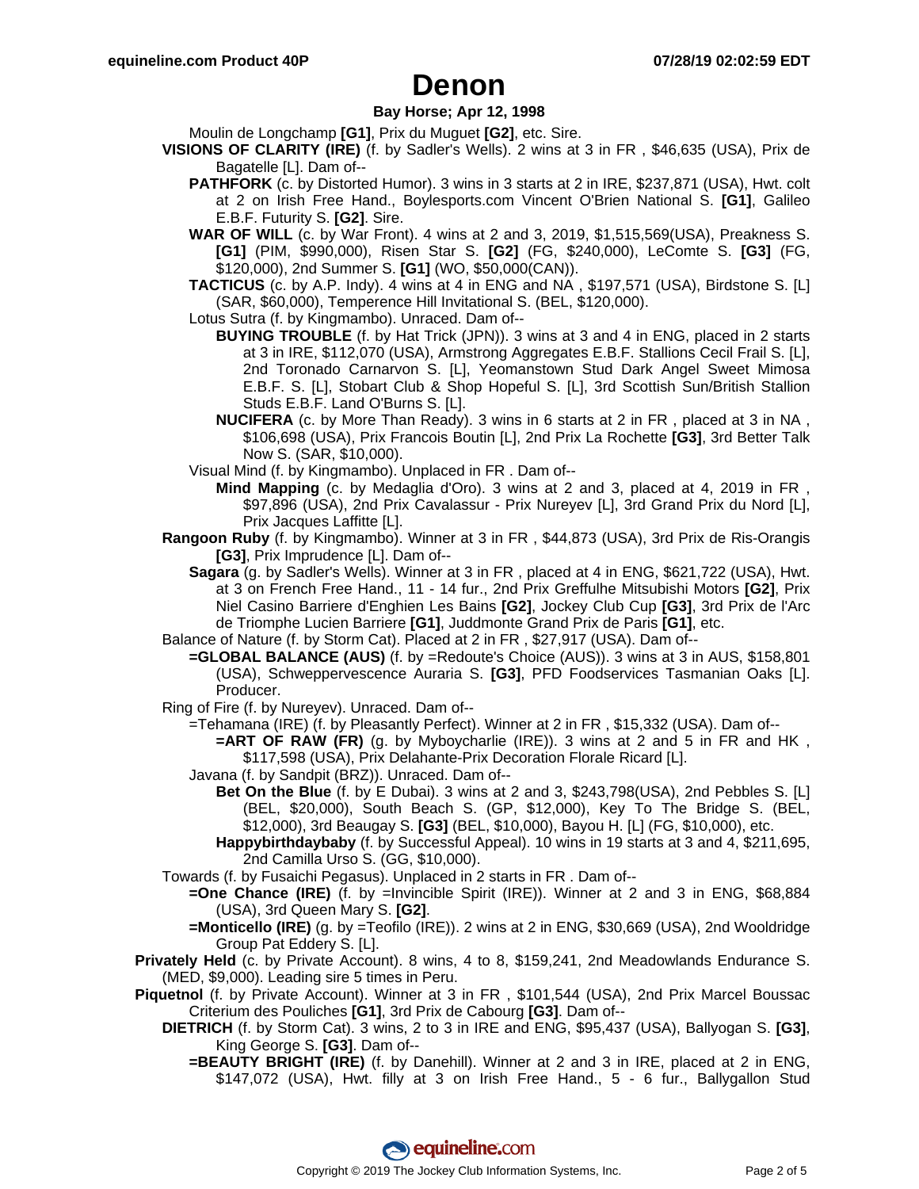# Denon

**Bay Horse; Apr 12, 1998**

Moulin de Longchamp **[G1]**, Prix du Muguet **[G2]**, etc. Sire.

**VISIONS OF CLARITY (IRE)** (f. by Sadler's Wells). 2 wins at 3 in FR , $46,635 (USA), Prix de Bagatelle [L]. Dam of--

**PATHFORK** (c. by Distorted Humor). 3 wins in 3 starts at 2 in IRE, $237,871 (USA), Hwt. colt at 2 on Irish Free Hand., Boylesports.com Vincent O'Brien National S. **[G1]**, Galileo E.B.F. Futurity S. **[G2]**. Sire.

**WAR OF WILL** (c. by War Front). 4 wins at 2 and 3, 2019, $1,515,569(USA), Preakness S. **[G1]** (PIM, $990,000), Risen Star S. **[G2]** (FG, $240,000), LeComte S. **[G3]** (FG, $120,000), 2nd Summer S. **[G1]** (WO, $50,000(CAN)).

**TACTICUS** (c. by A.P. Indy). 4 wins at 4 in ENG and NA , $197,571 (USA), Birdstone S. [L] (SAR, $60,000), Temperence Hill Invitational S. (BEL, $120,000).

Lotus Sutra (f. by Kingmambo). Unraced. Dam of--

**BUYING TROUBLE** (f. by Hat Trick (JPN)). 3 wins at 3 and 4 in ENG, placed in 2 starts at 3 in IRE, $112,070 (USA), Armstrong Aggregates E.B.F. Stallions Cecil Frail S. [L], 2nd Toronado Carnarvon S. [L], Yeomanstown Stud Dark Angel Sweet Mimosa E.B.F. S. [L], Stobart Club & Shop Hopeful S. [L], 3rd Scottish Sun/British Stallion Studs E.B.F. Land O'Burns S. [L].

**NUCIFERA** (c. by More Than Ready). 3 wins in 6 starts at 2 in FR , placed at 3 in NA , $106,698 (USA), Prix Francois Boutin [L], 2nd Prix La Rochette **[G3]**, 3rd Better Talk Now S. (SAR, $10,000).

Visual Mind (f. by Kingmambo). Unplaced in FR . Dam of--

**Mind Mapping** (c. by Medaglia d'Oro). 3 wins at 2 and 3, placed at 4, 2019 in FR , $97,896 (USA), 2nd Prix Cavalassur - Prix Nureyev [L], 3rd Grand Prix du Nord [L], Prix Jacques Laffitte [L].

**Rangoon Ruby** (f. by Kingmambo). Winner at 3 in FR , $44,873 (USA), 3rd Prix de Ris-Orangis **[G3]**, Prix Imprudence [L]. Dam of--

**Sagara** (g. by Sadler's Wells). Winner at 3 in FR , placed at 4 in ENG, $621,722 (USA), Hwt. at 3 on French Free Hand., 11 - 14 fur., 2nd Prix Greffulhe Mitsubishi Motors **[G2]**, Prix Niel Casino Barriere d'Enghien Les Bains **[G2]**, Jockey Club Cup **[G3]**, 3rd Prix de l'Arc de Triomphe Lucien Barriere **[G1]**, Juddmonte Grand Prix de Paris **[G1]**, etc.

Balance of Nature (f. by Storm Cat). Placed at 2 in FR , $27,917 (USA). Dam of--

**=GLOBAL BALANCE (AUS)** (f. by =Redoute's Choice (AUS)). 3 wins at 3 in AUS, $158,801 (USA), Schweppervescence Auraria S. **[G3]**, PFD Foodservices Tasmanian Oaks [L]. Producer.

Ring of Fire (f. by Nureyev). Unraced. Dam of--

=Tehamana (IRE) (f. by Pleasantly Perfect). Winner at 2 in FR , $15,332 (USA). Dam of--

**=ART OF RAW (FR)** (g. by Myboycharlie (IRE)). 3 wins at 2 and 5 in FR and HK , $117,598 (USA), Prix Delahante-Prix Decoration Florale Ricard [L].

Javana (f. by Sandpit (BRZ)). Unraced. Dam of--

**Bet On the Blue** (f. by E Dubai). 3 wins at 2 and 3, $243,798(USA), 2nd Pebbles S. [L] (BEL, $20,000), South Beach S. (GP, $12,000), Key To The Bridge S. (BEL, $12,000), 3rd Beaugay S. **[G3]** (BEL, $10,000), Bayou H. [L] (FG, $10,000), etc.

**Happybirthdaybaby** (f. by Successful Appeal). 10 wins in 19 starts at 3 and 4, $211,695, 2nd Camilla Urso S. (GG, $10,000).

Towards (f. by Fusaichi Pegasus). Unplaced in 2 starts in FR . Dam of--

**=One Chance (IRE)** (f. by =Invincible Spirit (IRE)). Winner at 2 and 3 in ENG, $68,884 (USA), 3rd Queen Mary S. **[G2]**.

**=Monticello (IRE)** (g. by =Teofilo (IRE)). 2 wins at 2 in ENG, $30,669 (USA), 2nd Wooldridge Group Pat Eddery S. [L].

**Privately Held** (c. by Private Account). 8 wins, 4 to 8, $159,241, 2nd Meadowlands Endurance S. (MED, $9,000). Leading sire 5 times in Peru.

**Piquetnol** (f. by Private Account). Winner at 3 in FR , $101,544 (USA), 2nd Prix Marcel Boussac Criterium des Pouliches **[G1]**, 3rd Prix de Cabourg **[G3]**. Dam of--

**DIETRICH** (f. by Storm Cat). 3 wins, 2 to 3 in IRE and ENG, $95,437 (USA), Ballyogan S. **[G3]**, King George S. **[G3]**. Dam of--

**=BEAUTY BRIGHT (IRE)** (f. by Danehill). Winner at 2 and 3 in IRE, placed at 2 in ENG, $147,072 (USA), Hwt. filly at 3 on Irish Free Hand., 5 - 6 fur., Ballygallon Stud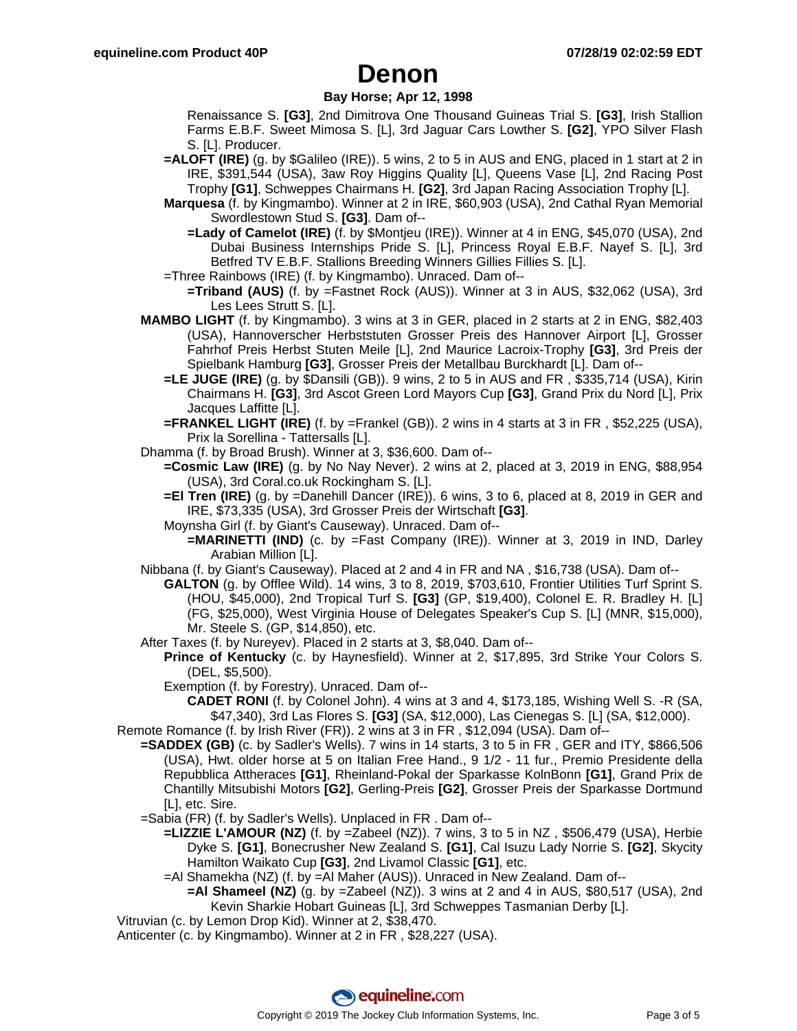# Denon

**Bay Horse; Apr 12, 1998**

Renaissance S. **[G3]**, 2nd Dimitrova One Thousand Guineas Trial S. **[G3]**, Irish Stallion Farms E.B.F. Sweet Mimosa S. [L], 3rd Jaguar Cars Lowther S. **[G2]**, YPO Silver Flash S. [L]. Producer.

**=ALOFT (IRE)** (g. by $Galileo (IRE)). 5 wins, 2 to 5 in AUS and ENG, placed in 1 start at 2 in IRE, $391,544 (USA), 3aw Roy Higgins Quality [L], Queens Vase [L], 2nd Racing Post Trophy **[G1]**, Schweppes Chairmans H. **[G2]**, 3rd Japan Racing Association Trophy [L].

**Marquesa** (f. by Kingmambo). Winner at 2 in IRE, $60,903 (USA), 2nd Cathal Ryan Memorial Swordlestown Stud S. **[G3]**. Dam of--

**=Lady of Camelot (IRE)** (f. by $Montjeu (IRE)). Winner at 4 in ENG, $45,070 (USA), 2nd Dubai Business Internships Pride S. [L], Princess Royal E.B.F. Nayef S. [L], 3rd Betfred TV E.B.F. Stallions Breeding Winners Gillies Fillies S. [L].

=Three Rainbows (IRE) (f. by Kingmambo). Unraced. Dam of--

**=Triband (AUS)** (f. by =Fastnet Rock (AUS)). Winner at 3 in AUS, $32,062 (USA), 3rd Les Lees Strutt S. [L].

**MAMBO LIGHT** (f. by Kingmambo). 3 wins at 3 in GER, placed in 2 starts at 2 in ENG, $82,403 (USA), Hannoverscher Herbststuten Grosser Preis des Hannover Airport [L], Grosser Fahrhof Preis Herbst Stuten Meile [L], 2nd Maurice Lacroix-Trophy **[G3]**, 3rd Preis der Spielbank Hamburg **[G3]**, Grosser Preis der Metallbau Burckhardt [L]. Dam of--

**=LE JUGE (IRE)** (g. by $Dansili (GB)). 9 wins, 2 to 5 in AUS and FR , $335,714 (USA), Kirin Chairmans H. **[G3]**, 3rd Ascot Green Lord Mayors Cup **[G3]**, Grand Prix du Nord [L], Prix Jacques Laffitte [L].

**=FRANKEL LIGHT (IRE)** (f. by =Frankel (GB)). 2 wins in 4 starts at 3 in FR , $52,225 (USA), Prix la Sorellina - Tattersalls [L].

Dhamma (f. by Broad Brush). Winner at 3, $36,600. Dam of--

**=Cosmic Law (IRE)** (g. by No Nay Never). 2 wins at 2, placed at 3, 2019 in ENG, $88,954 (USA), 3rd Coral.co.uk Rockingham S. [L].

**=El Tren (IRE)** (g. by =Danehill Dancer (IRE)). 6 wins, 3 to 6, placed at 8, 2019 in GER and IRE, $73,335 (USA), 3rd Grosser Preis der Wirtschaft **[G3]**.

Moynsha Girl (f. by Giant's Causeway). Unraced. Dam of--

**=MARINETTI (IND)** (c. by =Fast Company (IRE)). Winner at 3, 2019 in IND, Darley Arabian Million [L].

Nibbana (f. by Giant's Causeway). Placed at 2 and 4 in FR and NA , $16,738 (USA). Dam of--

**GALTON** (g. by Offlee Wild). 14 wins, 3 to 8, 2019, $703,610, Frontier Utilities Turf Sprint S. (HOU, $45,000), 2nd Tropical Turf S. **[G3]** (GP, $19,400), Colonel E. R. Bradley H. [L] (FG, $25,000), West Virginia House of Delegates Speaker's Cup S. [L] (MNR, $15,000), Mr. Steele S. (GP, $14,850), etc.

After Taxes (f. by Nureyev). Placed in 2 starts at 3, $8,040. Dam of--

**Prince of Kentucky** (c. by Haynesfield). Winner at 2, $17,895, 3rd Strike Your Colors S. (DEL, $5,500).

Exemption (f. by Forestry). Unraced. Dam of--

**CADET RONI** (f. by Colonel John). 4 wins at 3 and 4, $173,185, Wishing Well S. -R (SA, $47,340), 3rd Las Flores S. **[G3]** (SA, $12,000), Las Cienegas S. [L] (SA, $12,000).

Remote Romance (f. by Irish River (FR)). 2 wins at 3 in FR , $12,094 (USA). Dam of--

**=SADDEX (GB)** (c. by Sadler's Wells). 7 wins in 14 starts, 3 to 5 in FR , GER and ITY, $866,506 (USA), Hwt. older horse at 5 on Italian Free Hand., 9 1/2 - 11 fur., Premio Presidente della Repubblica Attheraces **[G1]**, Rheinland-Pokal der Sparkasse KolnBonn **[G1]**, Grand Prix de Chantilly Mitsubishi Motors **[G2]**, Gerling-Preis **[G2]**, Grosser Preis der Sparkasse Dortmund [L], etc. Sire.

=Sabia (FR) (f. by Sadler's Wells). Unplaced in FR . Dam of--

**=LIZZIE L'AMOUR (NZ)** (f. by =Zabeel (NZ)). 7 wins, 3 to 5 in NZ , $506,479 (USA), Herbie Dyke S. **[G1]**, Bonecrusher New Zealand S. **[G1]**, Cal Isuzu Lady Norrie S. **[G2]**, Skycity Hamilton Waikato Cup **[G3]**, 2nd Livamol Classic **[G1]**, etc.

=Al Shamekha (NZ) (f. by =Al Maher (AUS)). Unraced in New Zealand. Dam of--

**=Al Shameel (NZ)** (g. by =Zabeel (NZ)). 3 wins at 2 and 4 in AUS, $80,517 (USA), 2nd Kevin Sharkie Hobart Guineas [L], 3rd Schweppes Tasmanian Derby [L].

Vitruvian (c. by Lemon Drop Kid). Winner at 2, $38,470.

Anticenter (c. by Kingmambo). Winner at 2 in FR , $28,227 (USA).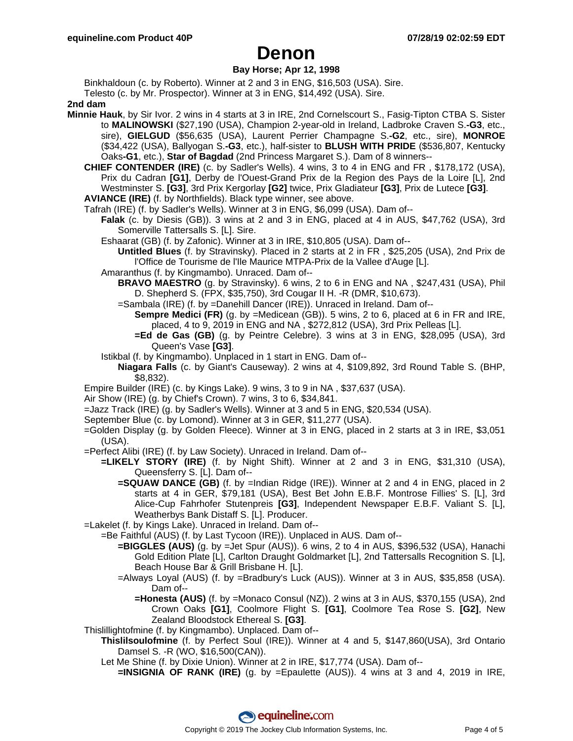# Denon

**Bay Horse; Apr 12, 1998**

Binkhaldoun (c. by Roberto). Winner at 2 and 3 in ENG, $16,503 (USA). Sire.

Telesto (c. by Mr. Prospector). Winner at 3 in ENG, $14,492 (USA). Sire.

**2nd dam**

**Minnie Hauk**, by Sir Ivor. 2 wins in 4 starts at 3 in IRE, 2nd Cornelscourt S., Fasig-Tipton CTBA S. Sister to **MALINOWSKI** ($27,190 (USA), Champion 2-year-old in Ireland, Ladbroke Craven S.**-G3**, etc., sire), **GIELGUD** ($56,635 (USA), Laurent Perrier Champagne S.**-G2**, etc., sire), **MONROE** ($34,422 (USA), Ballyogan S.**-G3**, etc.), half-sister to **BLUSH WITH PRIDE** ($536,807, Kentucky Oaks**-G1**, etc.), **Star of Bagdad** (2nd Princess Margaret S.). Dam of 8 winners--

- **CHIEF CONTENDER (IRE)** (c. by Sadler's Wells). 4 wins, 3 to 4 in ENG and FR , $178,172 (USA), Prix du Cadran **[G1]**, Derby de l'Ouest-Grand Prix de la Region des Pays de la Loire [L], 2nd Westminster S. **[G3]**, 3rd Prix Kergorlay **[G2]** twice, Prix Gladiateur **[G3]**, Prix de Lutece **[G3]**.
- **AVIANCE (IRE)** (f. by Northfields). Black type winner, see above.
- Tafrah (IRE) (f. by Sadler's Wells). Winner at 3 in ENG, $6,099 (USA). Dam of--
  - **Falak** (c. by Diesis (GB)). 3 wins at 2 and 3 in ENG, placed at 4 in AUS, $47,762 (USA), 3rd Somerville Tattersalls S. [L]. Sire.
  - Eshaarat (GB) (f. by Zafonic). Winner at 3 in IRE, $10,805 (USA). Dam of--
    - **Untitled Blues** (f. by Stravinsky). Placed in 2 starts at 2 in FR , $25,205 (USA), 2nd Prix de l'Office de Tourisme de l'Ile Maurice MTPA-Prix de la Vallee d'Auge [L].
  - Amaranthus (f. by Kingmambo). Unraced. Dam of--
    - **BRAVO MAESTRO** (g. by Stravinsky). 6 wins, 2 to 6 in ENG and NA , $247,431 (USA), Phil D. Shepherd S. (FPX, $35,750), 3rd Cougar II H. -R (DMR, $10,673).
    - =Sambala (IRE) (f. by =Danehill Dancer (IRE)). Unraced in Ireland. Dam of--
      - **Sempre Medici (FR)** (g. by =Medicean (GB)). 5 wins, 2 to 6, placed at 6 in FR and IRE, placed, 4 to 9, 2019 in ENG and NA , $272,812 (USA), 3rd Prix Pelleas [L].
      - **=Ed de Gas (GB)** (g. by Peintre Celebre). 3 wins at 3 in ENG, $28,095 (USA), 3rd Queen's Vase **[G3]**.
  - Istikbal (f. by Kingmambo). Unplaced in 1 start in ENG. Dam of--
    - **Niagara Falls** (c. by Giant's Causeway). 2 wins at 4, $109,892, 3rd Round Table S. (BHP, $8,832).
- Empire Builder (IRE) (c. by Kings Lake). 9 wins, 3 to 9 in NA , $37,637 (USA).
- Air Show (IRE) (g. by Chief's Crown). 7 wins, 3 to 6, $34,841.
- =Jazz Track (IRE) (g. by Sadler's Wells). Winner at 3 and 5 in ENG, $20,534 (USA).
- September Blue (c. by Lomond). Winner at 3 in GER, $11,277 (USA).
- =Golden Display (g. by Golden Fleece). Winner at 3 in ENG, placed in 2 starts at 3 in IRE, $3,051 (USA).
- =Perfect Alibi (IRE) (f. by Law Society). Unraced in Ireland. Dam of--
  - **=LIKELY STORY (IRE)** (f. by Night Shift). Winner at 2 and 3 in ENG, $31,310 (USA), Queensferry S. [L]. Dam of--
    - **=SQUAW DANCE (GB)** (f. by =Indian Ridge (IRE)). Winner at 2 and 4 in ENG, placed in 2 starts at 4 in GER, $79,181 (USA), Best Bet John E.B.F. Montrose Fillies' S. [L], 3rd Alice-Cup Fahrhofer Stutenpreis **[G3]**, Independent Newspaper E.B.F. Valiant S. [L], Weatherbys Bank Distaff S. [L]. Producer.
- =Lakelet (f. by Kings Lake). Unraced in Ireland. Dam of--
  - =Be Faithful (AUS) (f. by Last Tycoon (IRE)). Unplaced in AUS. Dam of--
    - **=BIGGLES (AUS)** (g. by =Jet Spur (AUS)). 6 wins, 2 to 4 in AUS, $396,532 (USA), Hanachi Gold Edition Plate [L], Carlton Draught Goldmarket [L], 2nd Tattersalls Recognition S. [L], Beach House Bar & Grill Brisbane H. [L].
    - =Always Loyal (AUS) (f. by =Bradbury's Luck (AUS)). Winner at 3 in AUS, $35,858 (USA). Dam of--
      - **=Honesta (AUS)** (f. by =Monaco Consul (NZ)). 2 wins at 3 in AUS, $370,155 (USA), 2nd Crown Oaks **[G1]**, Coolmore Flight S. **[G1]**, Coolmore Tea Rose S. **[G2]**, New Zealand Bloodstock Ethereal S. **[G3]**.
- Thislillightofmine (f. by Kingmambo). Unplaced. Dam of--
  - **Thislilsoulofmine** (f. by Perfect Soul (IRE)). Winner at 4 and 5, $147,860(USA), 3rd Ontario Damsel S. -R (WO, $16,500(CAN)).
  - Let Me Shine (f. by Dixie Union). Winner at 2 in IRE, $17,774 (USA). Dam of--
    - **=INSIGNIA OF RANK (IRE)** (g. by =Epaulette (AUS)). 4 wins at 3 and 4, 2019 in IRE,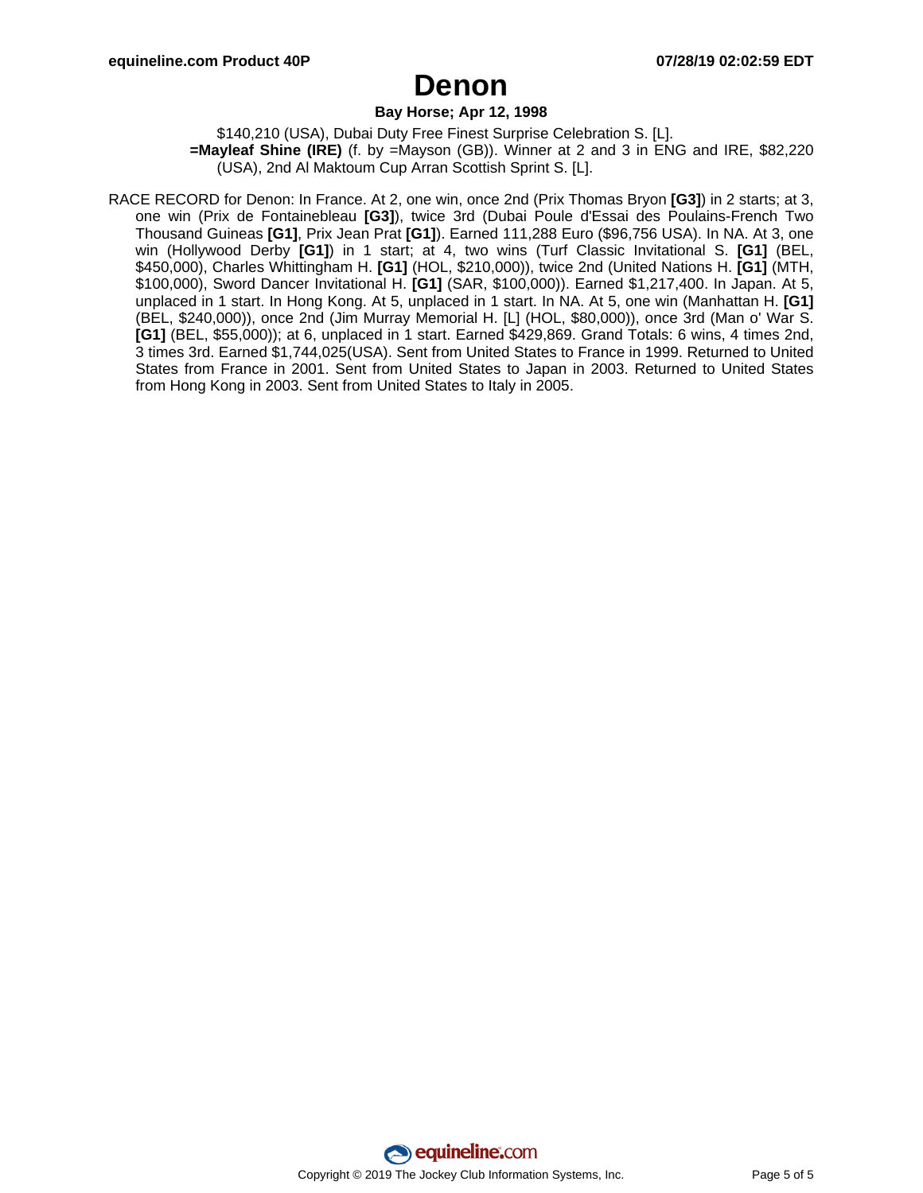# Denon

**Bay Horse; Apr 12, 1998**

$140,210 (USA), Dubai Duty Free Finest Surprise Celebration S. [L].

**=Mayleaf Shine (IRE)** (f. by =Mayson (GB)). Winner at 2 and 3 in ENG and IRE, $82,220 (USA), 2nd Al Maktoum Cup Arran Scottish Sprint S. [L].

RACE RECORD for Denon: In France. At 2, one win, once 2nd (Prix Thomas Bryon **[G3]**) in 2 starts; at 3, one win (Prix de Fontainebleau **[G3]**), twice 3rd (Dubai Poule d'Essai des Poulains-French Two Thousand Guineas **[G1]**, Prix Jean Prat **[G1]**). Earned 111,288 Euro ($96,756 USA). In NA. At 3, one win (Hollywood Derby **[G1]**) in 1 start; at 4, two wins (Turf Classic Invitational S. **[G1]** (BEL, $450,000), Charles Whittingham H. **[G1]** (HOL, $210,000)), twice 2nd (United Nations H. **[G1]** (MTH, $100,000), Sword Dancer Invitational H. **[G1]** (SAR, $100,000)). Earned $1,217,400. In Japan. At 5, unplaced in 1 start. In Hong Kong. At 5, unplaced in 1 start. In NA. At 5, one win (Manhattan H. **[G1]** (BEL, $240,000)), once 2nd (Jim Murray Memorial H. [L] (HOL, $80,000)), once 3rd (Man o' War S. **[G1]** (BEL, $55,000)); at 6, unplaced in 1 start. Earned $429,869. Grand Totals: 6 wins, 4 times 2nd, 3 times 3rd. Earned $1,744,025(USA). Sent from United States to France in 1999. Returned to United States from France in 2001. Sent from United States to Japan in 2003. Returned to United States from Hong Kong in 2003. Sent from United States to Italy in 2005.